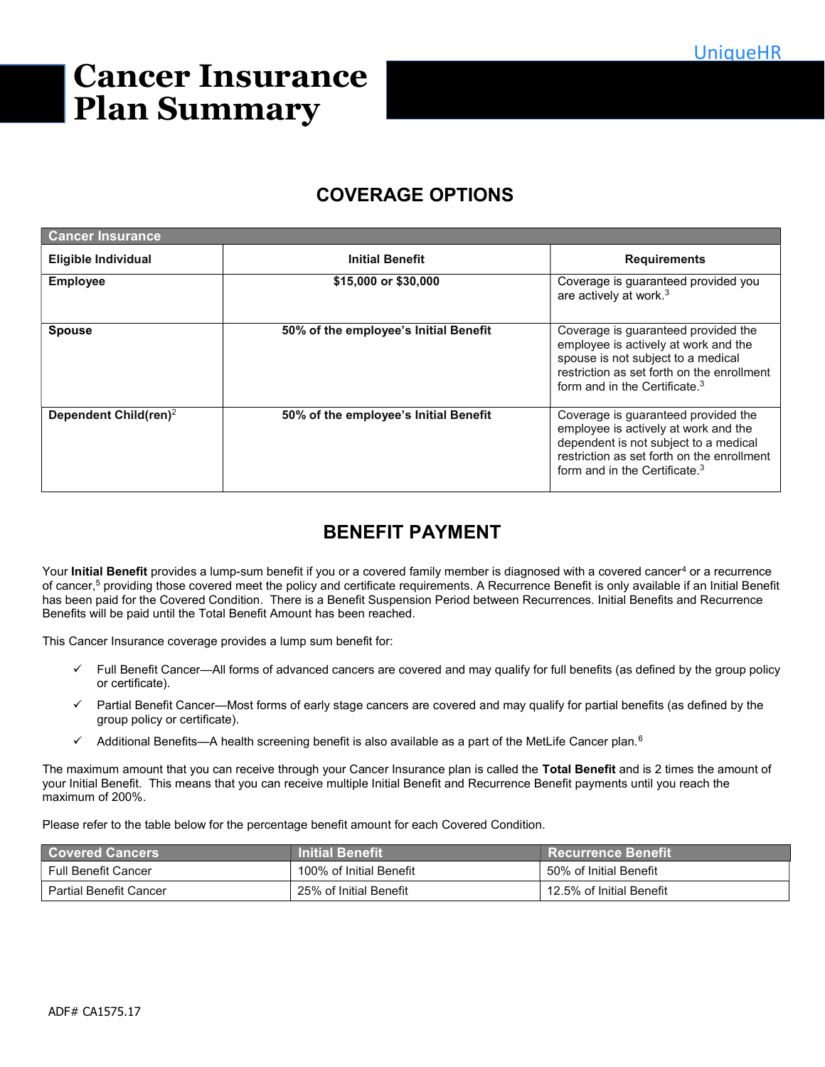UniqueHR

# Cancer Insurance Plan Summary

## COVERAGE OPTIONS

| Cancer Insurance | | |
|---|---|---|
| **Eligible Individual** | **Initial Benefit** | **Requirements** |
| **Employee** | **$15,000 or $30,000** | Coverage is guaranteed provided you are actively at work.[3] |
| **Spouse** | **50% of the employee's Initial Benefit** | Coverage is guaranteed provided the employee is actively at work and the spouse is not subject to a medical restriction as set forth on the enrollment form and in the Certificate.[3] |
| **Dependent Child(ren)**[2] | **50% of the employee's Initial Benefit** | Coverage is guaranteed provided the employee is actively at work and the dependent is not subject to a medical restriction as set forth on the enrollment form and in the Certificate.[3] |

## BENEFIT PAYMENT

Your **Initial Benefit** provides a lump-sum benefit if you or a covered family member is diagnosed with a covered cancer[4] or a recurrence of cancer,[5] providing those covered meet the policy and certificate requirements. A Recurrence Benefit is only available if an Initial Benefit has been paid for the Covered Condition. There is a Benefit Suspension Period between Recurrences. Initial Benefits and Recurrence Benefits will be paid until the Total Benefit Amount has been reached.

This Cancer Insurance coverage provides a lump sum benefit for:

- ✓ Full Benefit Cancer—All forms of advanced cancers are covered and may qualify for full benefits (as defined by the group policy or certificate).
- ✓ Partial Benefit Cancer—Most forms of early stage cancers are covered and may qualify for partial benefits (as defined by the group policy or certificate).
- ✓ Additional Benefits—A health screening benefit is also available as a part of the MetLife Cancer plan.[6]

The maximum amount that you can receive through your Cancer Insurance plan is called the **Total Benefit** and is 2 times the amount of your Initial Benefit. This means that you can receive multiple Initial Benefit and Recurrence Benefit payments until you reach the maximum of 200%.

Please refer to the table below for the percentage benefit amount for each Covered Condition.

| Covered Cancers | Initial Benefit | Recurrence Benefit |
|---|---|---|
| Full Benefit Cancer | 100% of Initial Benefit | 50% of Initial Benefit |
| Partial Benefit Cancer | 25% of Initial Benefit | 12.5% of Initial Benefit |

ADF# CA1575.17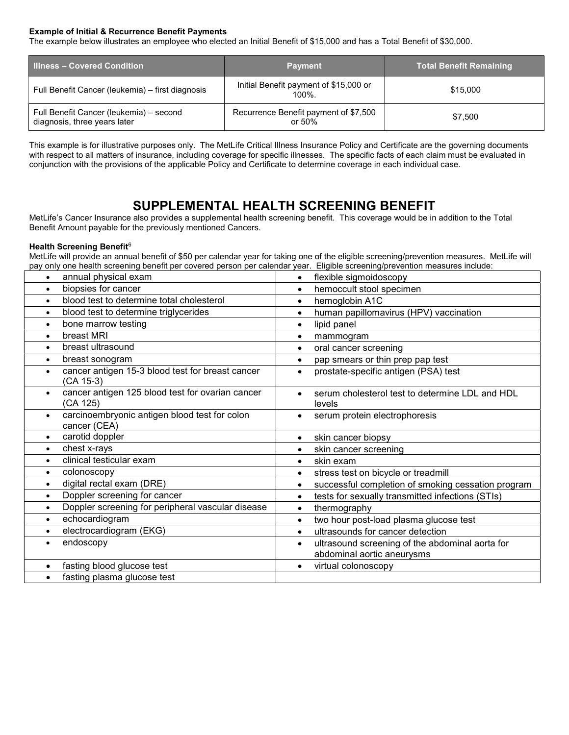**Example of Initial & Recurrence Benefit Payments**

The example below illustrates an employee who elected an Initial Benefit of $15,000 and has a Total Benefit of $30,000.

| Illness – Covered Condition | Payment | Total Benefit Remaining |
|---|---|---|
| Full Benefit Cancer (leukemia) – first diagnosis | Initial Benefit payment of $15,000 or 100%. | $15,000 |
| Full Benefit Cancer (leukemia) – second diagnosis, three years later | Recurrence Benefit payment of $7,500 or 50% | $7,500 |

This example is for illustrative purposes only. The MetLife Critical Illness Insurance Policy and Certificate are the governing documents with respect to all matters of insurance, including coverage for specific illnesses. The specific facts of each claim must be evaluated in conjunction with the provisions of the applicable Policy and Certificate to determine coverage in each individual case.

# SUPPLEMENTAL HEALTH SCREENING BENEFIT

MetLife's Cancer Insurance also provides a supplemental health screening benefit. This coverage would be in addition to the Total Benefit Amount payable for the previously mentioned Cancers.

**Health Screening Benefit**[6]

MetLife will provide an annual benefit of $50 per calendar year for taking one of the eligible screening/prevention measures. MetLife will pay only one health screening benefit per covered person per calendar year. Eligible screening/prevention measures include:

| | |
|---|---|
| • annual physical exam | • flexible sigmoidoscopy |
| • biopsies for cancer | • hemoccult stool specimen |
| • blood test to determine total cholesterol | • hemoglobin A1C |
| • blood test to determine triglycerides | • human papillomavirus (HPV) vaccination |
| • bone marrow testing | • lipid panel |
| • breast MRI | • mammogram |
| • breast ultrasound | • oral cancer screening |
| • breast sonogram | • pap smears or thin prep pap test |
| • cancer antigen 15-3 blood test for breast cancer (CA 15-3) | • prostate-specific antigen (PSA) test |
| • cancer antigen 125 blood test for ovarian cancer (CA 125) | • serum cholesterol test to determine LDL and HDL levels |
| • carcinoembryonic antigen blood test for colon cancer (CEA) | • serum protein electrophoresis |
| • carotid doppler | • skin cancer biopsy |
| • chest x-rays | • skin cancer screening |
| • clinical testicular exam | • skin exam |
| • colonoscopy | • stress test on bicycle or treadmill |
| • digital rectal exam (DRE) | • successful completion of smoking cessation program |
| • Doppler screening for cancer | • tests for sexually transmitted infections (STIs) |
| • Doppler screening for peripheral vascular disease | • thermography |
| • echocardiogram | • two hour post-load plasma glucose test |
| • electrocardiogram (EKG) | • ultrasounds for cancer detection |
| • endoscopy | • ultrasound screening of the abdominal aorta for abdominal aortic aneurysms |
| • fasting blood glucose test | • virtual colonoscopy |
| • fasting plasma glucose test | |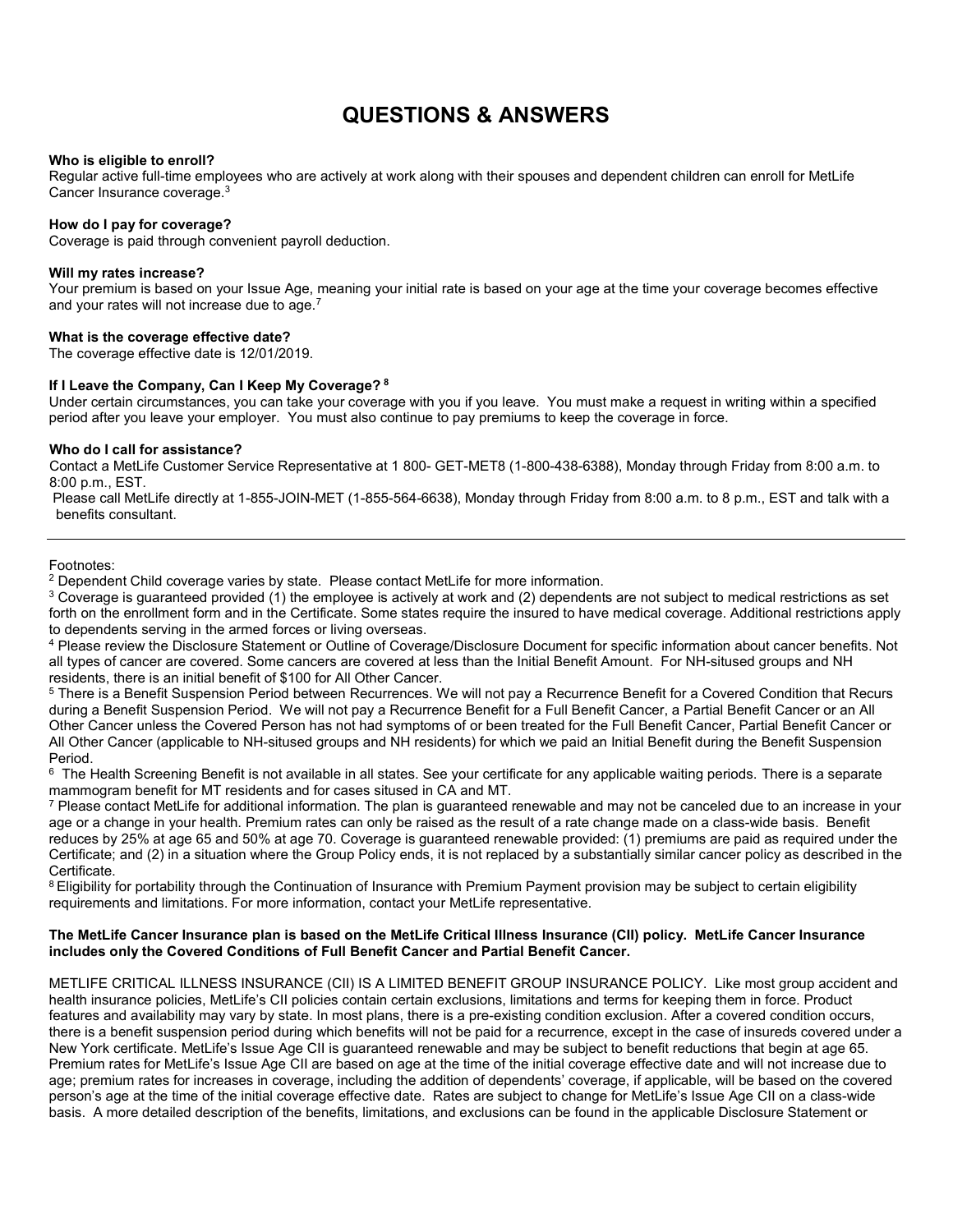# QUESTIONS & ANSWERS

**Who is eligible to enroll?**
Regular active full-time employees who are actively at work along with their spouses and dependent children can enroll for MetLife Cancer Insurance coverage.[3]

**How do I pay for coverage?**
Coverage is paid through convenient payroll deduction.

**Will my rates increase?**
Your premium is based on your Issue Age, meaning your initial rate is based on your age at the time your coverage becomes effective and your rates will not increase due to age.[7]

**What is the coverage effective date?**
The coverage effective date is 12/01/2019.

**If I Leave the Company, Can I Keep My Coverage? [8]**
Under certain circumstances, you can take your coverage with you if you leave. You must make a request in writing within a specified period after you leave your employer. You must also continue to pay premiums to keep the coverage in force.

**Who do I call for assistance?**
Contact a MetLife Customer Service Representative at 1 800- GET-MET8 (1-800-438-6388), Monday through Friday from 8:00 a.m. to 8:00 p.m., EST.
Please call MetLife directly at 1-855-JOIN-MET (1-855-564-6638), Monday through Friday from 8:00 a.m. to 8 p.m., EST and talk with a benefits consultant.

---

Footnotes:
[2] Dependent Child coverage varies by state. Please contact MetLife for more information.
[3] Coverage is guaranteed provided (1) the employee is actively at work and (2) dependents are not subject to medical restrictions as set forth on the enrollment form and in the Certificate. Some states require the insured to have medical coverage. Additional restrictions apply to dependents serving in the armed forces or living overseas.
[4] Please review the Disclosure Statement or Outline of Coverage/Disclosure Document for specific information about cancer benefits. Not all types of cancer are covered. Some cancers are covered at less than the Initial Benefit Amount. For NH-sitused groups and NH residents, there is an initial benefit of $100 for All Other Cancer.
[5] There is a Benefit Suspension Period between Recurrences. We will not pay a Recurrence Benefit for a Covered Condition that Recurs during a Benefit Suspension Period. We will not pay a Recurrence Benefit for a Full Benefit Cancer, a Partial Benefit Cancer or an All Other Cancer unless the Covered Person has not had symptoms of or been treated for the Full Benefit Cancer, Partial Benefit Cancer or All Other Cancer (applicable to NH-sitused groups and NH residents) for which we paid an Initial Benefit during the Benefit Suspension Period.
[6] The Health Screening Benefit is not available in all states. See your certificate for any applicable waiting periods. There is a separate mammogram benefit for MT residents and for cases sitused in CA and MT.
[7] Please contact MetLife for additional information. The plan is guaranteed renewable and may not be canceled due to an increase in your age or a change in your health. Premium rates can only be raised as the result of a rate change made on a class-wide basis. Benefit reduces by 25% at age 65 and 50% at age 70. Coverage is guaranteed renewable provided: (1) premiums are paid as required under the Certificate; and (2) in a situation where the Group Policy ends, it is not replaced by a substantially similar cancer policy as described in the Certificate.
[8] Eligibility for portability through the Continuation of Insurance with Premium Payment provision may be subject to certain eligibility requirements and limitations. For more information, contact your MetLife representative.

**The MetLife Cancer Insurance plan is based on the MetLife Critical Illness Insurance (CII) policy. MetLife Cancer Insurance includes only the Covered Conditions of Full Benefit Cancer and Partial Benefit Cancer.**

METLIFE CRITICAL ILLNESS INSURANCE (CII) IS A LIMITED BENEFIT GROUP INSURANCE POLICY. Like most group accident and health insurance policies, MetLife's CII policies contain certain exclusions, limitations and terms for keeping them in force. Product features and availability may vary by state. In most plans, there is a pre-existing condition exclusion. After a covered condition occurs, there is a benefit suspension period during which benefits will not be paid for a recurrence, except in the case of insureds covered under a New York certificate. MetLife's Issue Age CII is guaranteed renewable and may be subject to benefit reductions that begin at age 65. Premium rates for MetLife's Issue Age CII are based on age at the time of the initial coverage effective date and will not increase due to age; premium rates for increases in coverage, including the addition of dependents' coverage, if applicable, will be based on the covered person's age at the time of the initial coverage effective date. Rates are subject to change for MetLife's Issue Age CII on a class-wide basis. A more detailed description of the benefits, limitations, and exclusions can be found in the applicable Disclosure Statement or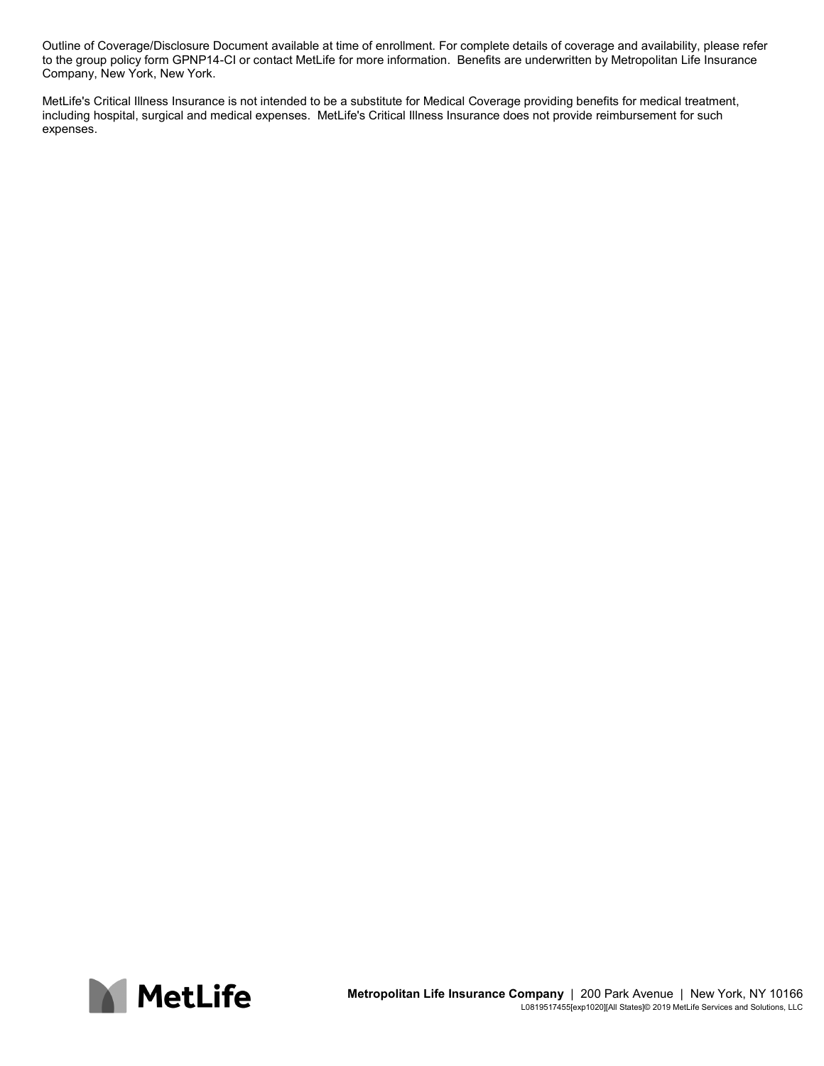Outline of Coverage/Disclosure Document available at time of enrollment. For complete details of coverage and availability, please refer to the group policy form GPNP14-CI or contact MetLife for more information. Benefits are underwritten by Metropolitan Life Insurance Company, New York, New York.

MetLife's Critical Illness Insurance is not intended to be a substitute for Medical Coverage providing benefits for medical treatment, including hospital, surgical and medical expenses. MetLife's Critical Illness Insurance does not provide reimbursement for such expenses.

MetLife

**Metropolitan Life Insurance Company** | 200 Park Avenue | New York, NY 10166

L0819517455[exp1020][All States]© 2019 MetLife Services and Solutions, LLC